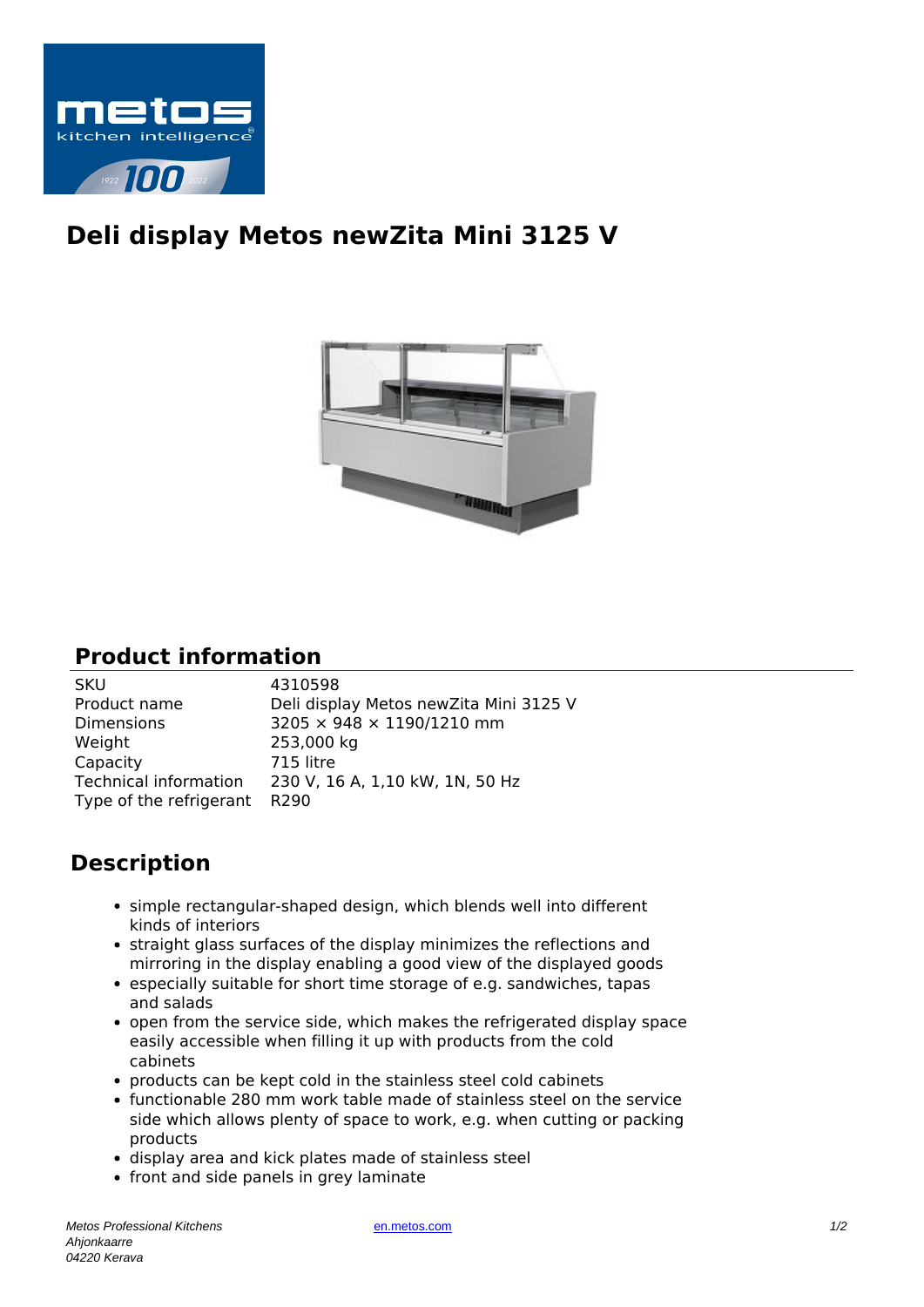# Deli display Metos newZita Mini 3125 V

## Product information

| | |
|---|---|
| SKU | 4310598 |
| Product name | Deli display Metos newZita Mini 3125 V |
| Dimensions | 3205 × 948 × 1190/1210 mm |
| Weight | 253,000 kg |
| Capacity | 715 litre |
| Technical information | 230 V, 16 A, 1,10 kW, 1N, 50 Hz |
| Type of the refrigerant | R290 |

## Description

- simple rectangular-shaped design, which blends well into different kinds of interiors
- straight glass surfaces of the display minimizes the reflections and mirroring in the display enabling a good view of the displayed goods
- especially suitable for short time storage of e.g. sandwiches, tapas and salads
- open from the service side, which makes the refrigerated display space easily accessible when filling it up with products from the cold cabinets
- products can be kept cold in the stainless steel cold cabinets
- functionable 280 mm work table made of stainless steel on the service side which allows plenty of space to work, e.g. when cutting or packing products
- display area and kick plates made of stainless steel
- front and side panels in grey laminate

*Metos Professional Kitchens*
*Ahjonkaarre*
*04220 Kerava*

en.metos.com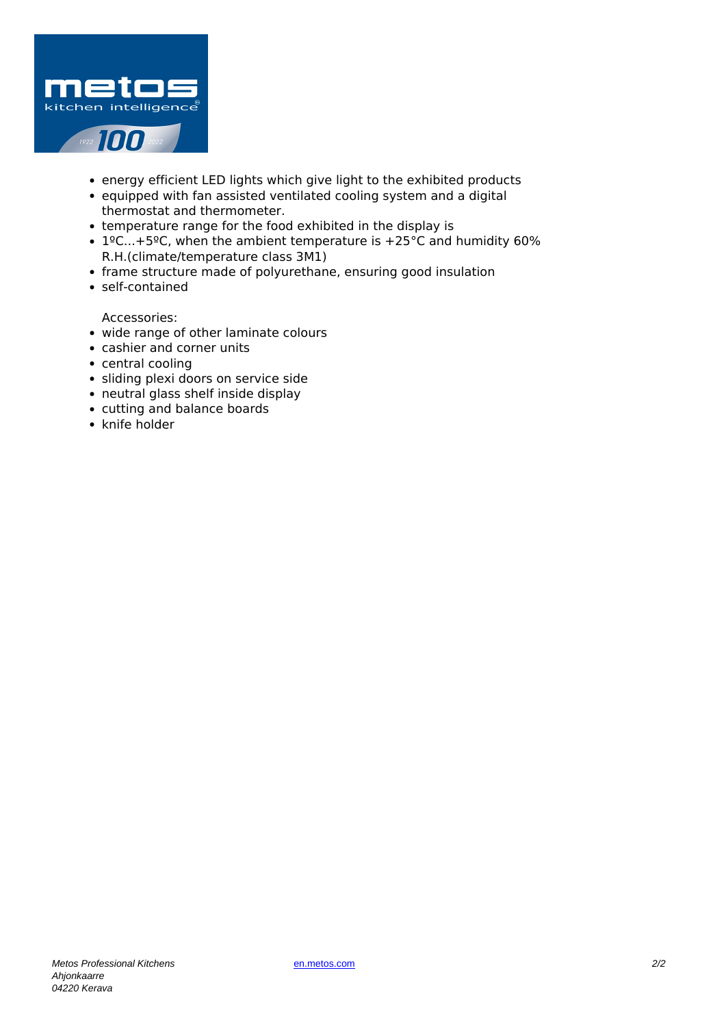- energy efficient LED lights which give light to the exhibited products
- equipped with fan assisted ventilated cooling system and a digital thermostat and thermometer.
- temperature range for the food exhibited in the display is
- 1ºC...+5ºC, when the ambient temperature is +25°C and humidity 60% R.H.(climate/temperature class 3M1)
- frame structure made of polyurethane, ensuring good insulation
- self-contained

Accessories:

- wide range of other laminate colours
- cashier and corner units
- central cooling
- sliding plexi doors on service side
- neutral glass shelf inside display
- cutting and balance boards
- knife holder